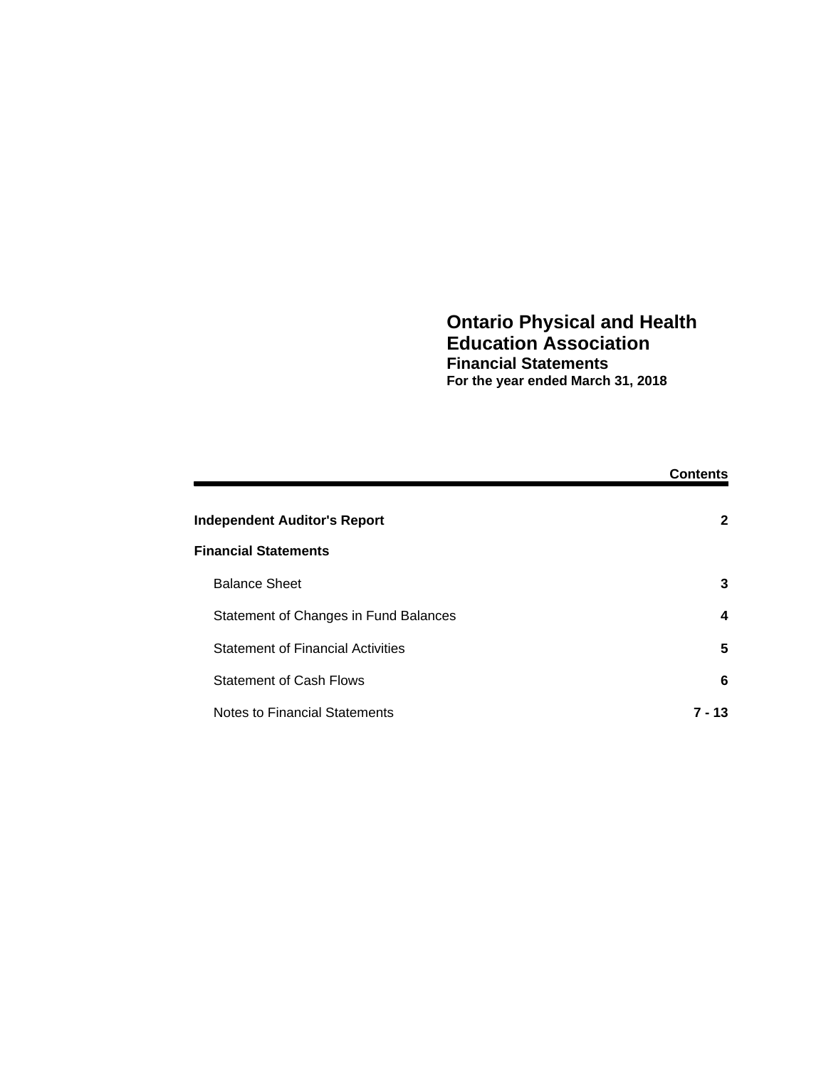# Ontario Physical and Health Education Association

## Financial Statements

**For the year ended March 31, 2018**

| | **Contents** |
|---|---|
| **Independent Auditor's Report** | **2** |
| **Financial Statements** | |
| Balance Sheet | **3** |
| Statement of Changes in Fund Balances | **4** |
| Statement of Financial Activities | **5** |
| Statement of Cash Flows | **6** |
| Notes to Financial Statements | **7 - 13** |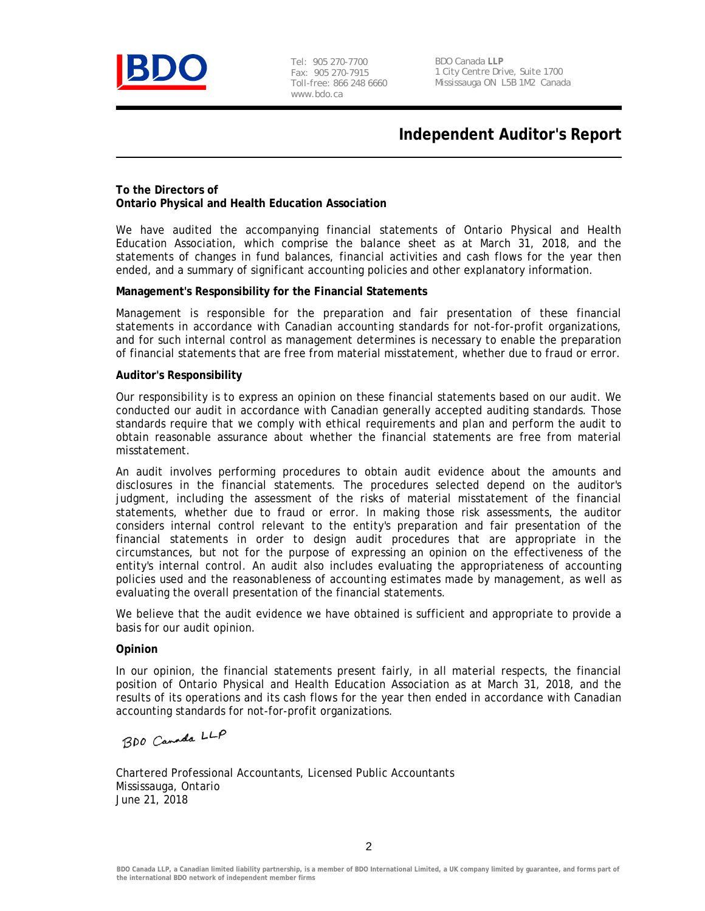BDO

Tel: 905 270-7700
Fax: 905 270-7915
Toll-free: 866 248 6660
www.bdo.ca

BDO Canada **LLP**
1 City Centre Drive, Suite 1700
Mississauga ON L5B 1M2 Canada

# Independent Auditor's Report

**To the Directors of**
**Ontario Physical and Health Education Association**

We have audited the accompanying financial statements of Ontario Physical and Health Education Association, which comprise the balance sheet as at March 31, 2018, and the statements of changes in fund balances, financial activities and cash flows for the year then ended, and a summary of significant accounting policies and other explanatory information.

**Management's Responsibility for the Financial Statements**

Management is responsible for the preparation and fair presentation of these financial statements in accordance with Canadian accounting standards for not-for-profit organizations, and for such internal control as management determines is necessary to enable the preparation of financial statements that are free from material misstatement, whether due to fraud or error.

**Auditor's Responsibility**

Our responsibility is to express an opinion on these financial statements based on our audit. We conducted our audit in accordance with Canadian generally accepted auditing standards. Those standards require that we comply with ethical requirements and plan and perform the audit to obtain reasonable assurance about whether the financial statements are free from material misstatement.

An audit involves performing procedures to obtain audit evidence about the amounts and disclosures in the financial statements. The procedures selected depend on the auditor's judgment, including the assessment of the risks of material misstatement of the financial statements, whether due to fraud or error. In making those risk assessments, the auditor considers internal control relevant to the entity's preparation and fair presentation of the financial statements in order to design audit procedures that are appropriate in the circumstances, but not for the purpose of expressing an opinion on the effectiveness of the entity's internal control. An audit also includes evaluating the appropriateness of accounting policies used and the reasonableness of accounting estimates made by management, as well as evaluating the overall presentation of the financial statements.

We believe that the audit evidence we have obtained is sufficient and appropriate to provide a basis for our audit opinion.

**Opinion**

In our opinion, the financial statements present fairly, in all material respects, the financial position of Ontario Physical and Health Education Association as at March 31, 2018, and the results of its operations and its cash flows for the year then ended in accordance with Canadian accounting standards for not-for-profit organizations.

BDO Canada LLP

Chartered Professional Accountants, Licensed Public Accountants
Mississauga, Ontario
June 21, 2018

BDO Canada LLP, a Canadian limited liability partnership, is a member of BDO International Limited, a UK company limited by guarantee, and forms part of the international BDO network of independent member firms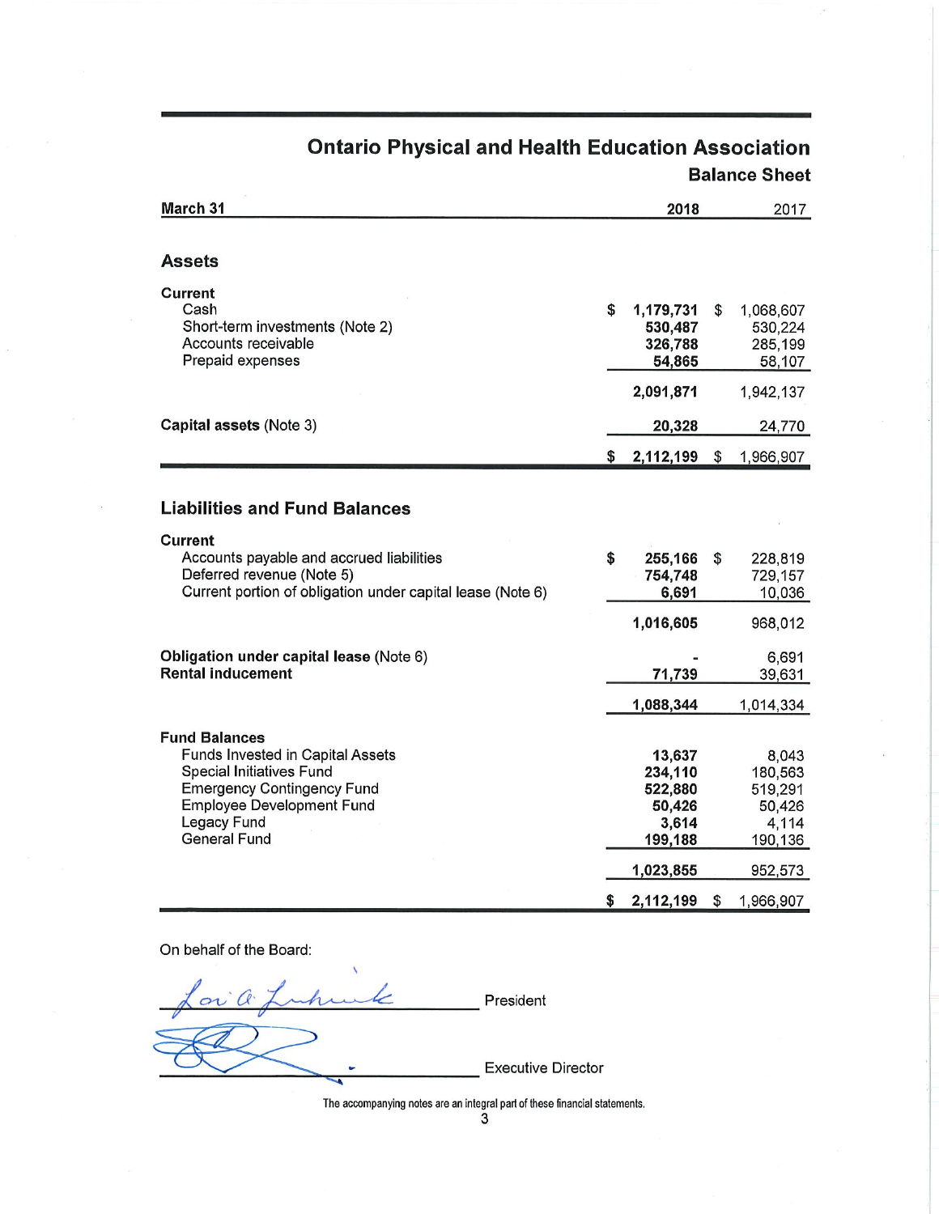# Ontario Physical and Health Education Association

## Balance Sheet

| March 31 | 2018 | 2017 |
|---|---|---|
| **Assets** | | |
| **Current** | | |
| Cash | $ 1,179,731 | $ 1,068,607 |
| Short-term investments (Note 2) | 530,487 | 530,224 |
| Accounts receivable | 326,788 | 285,199 |
| Prepaid expenses | 54,865 | 58,107 |
| | 2,091,871 | 1,942,137 |
| **Capital assets** (Note 3) | 20,328 | 24,770 |
| | $ 2,112,199 | $ 1,966,907 |
| **Liabilities and Fund Balances** | | |
| **Current** | | |
| Accounts payable and accrued liabilities | $ 255,166 | $ 228,819 |
| Deferred revenue (Note 5) | 754,748 | 729,157 |
| Current portion of obligation under capital lease (Note 6) | 6,691 | 10,036 |
| | 1,016,605 | 968,012 |
| **Obligation under capital lease** (Note 6) | - | 6,691 |
| **Rental inducement** | 71,739 | 39,631 |
| | 1,088,344 | 1,014,334 |
| **Fund Balances** | | |
| Funds Invested in Capital Assets | 13,637 | 8,043 |
| Special Initiatives Fund | 234,110 | 180,563 |
| Emergency Contingency Fund | 522,880 | 519,291 |
| Employee Development Fund | 50,426 | 50,426 |
| Legacy Fund | 3,614 | 4,114 |
| General Fund | 199,188 | 190,136 |
| | 1,023,855 | 952,573 |
| | $ 2,112,199 | $ 1,966,907 |

On behalf of the Board:

_______________________ President

_______________________ Executive Director

The accompanying notes are an integral part of these financial statements.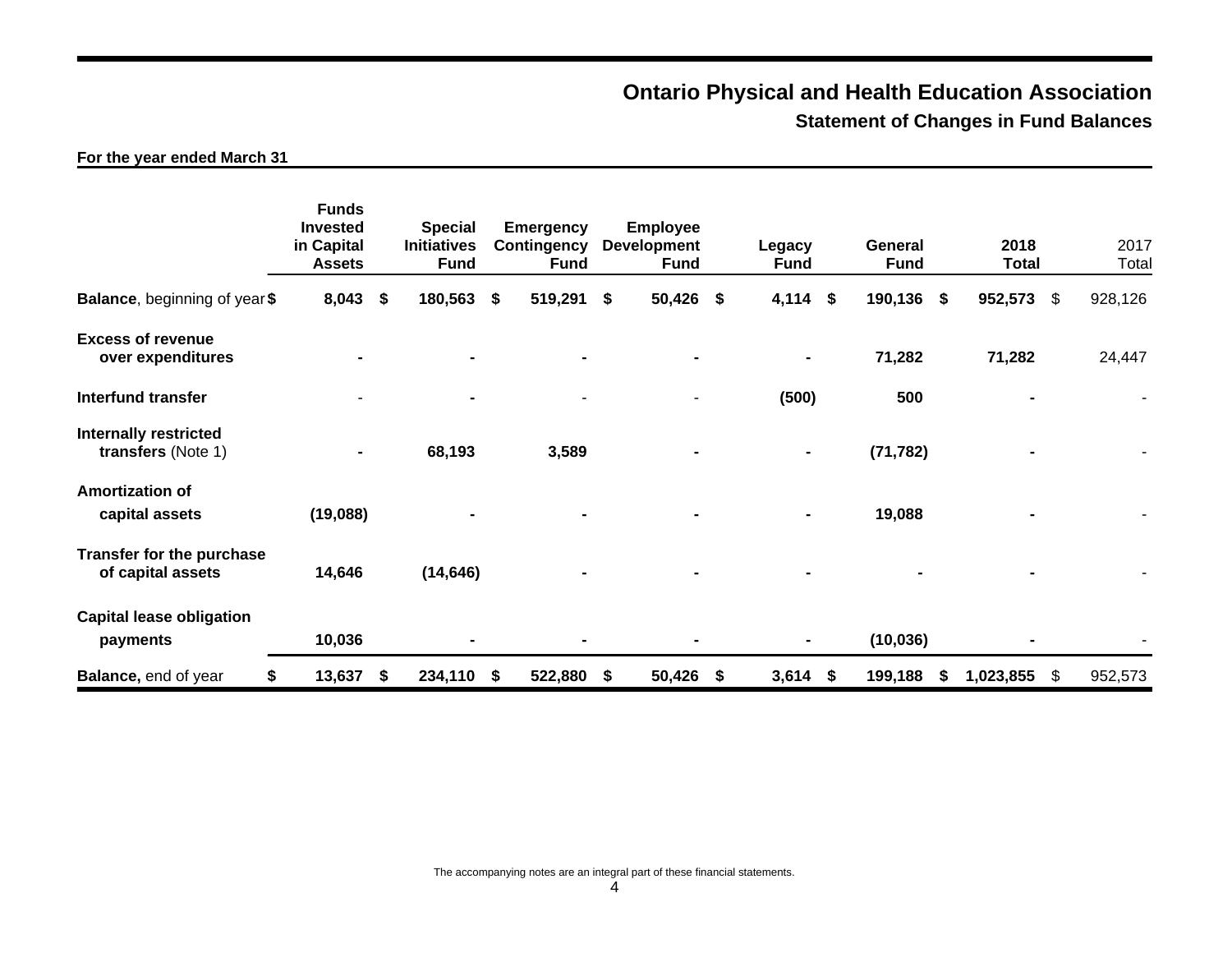# Ontario Physical and Health Education Association

## Statement of Changes in Fund Balances

**For the year ended March 31**

| | Funds Invested in Capital Assets | Special Initiatives Fund | Emergency Contingency Fund | Employee Development Fund | Legacy Fund | General Fund | 2018 Total | 2017 Total |
|---|---|---|---|---|---|---|---|---|
| **Balance**, beginning of year | $ 8,043 | $ 180,563 | $ 519,291 | $ 50,426 | $ 4,114 | $ 190,136 | $ 952,573 | $ 928,126 |
| **Excess of revenue over expenditures** | - | - | - | - | - | 71,282 | 71,282 | 24,447 |
| **Interfund transfer** | - | - | - | - | (500) | 500 | - | - |
| **Internally restricted transfers** (Note 1) | - | 68,193 | 3,589 | - | - | (71,782) | - | - |
| **Amortization of capital assets** | (19,088) | - | - | - | - | 19,088 | - | - |
| **Transfer for the purchase of capital assets** | 14,646 | (14,646) | - | - | - | - | - | - |
| **Capital lease obligation payments** | 10,036 | - | - | - | - | (10,036) | - | - |
| **Balance,** end of year | $ 13,637 | $ 234,110 | $ 522,880 | $ 50,426 | $ 3,614 | $ 199,188 | $ 1,023,855 | $ 952,573 |

The accompanying notes are an integral part of these financial statements.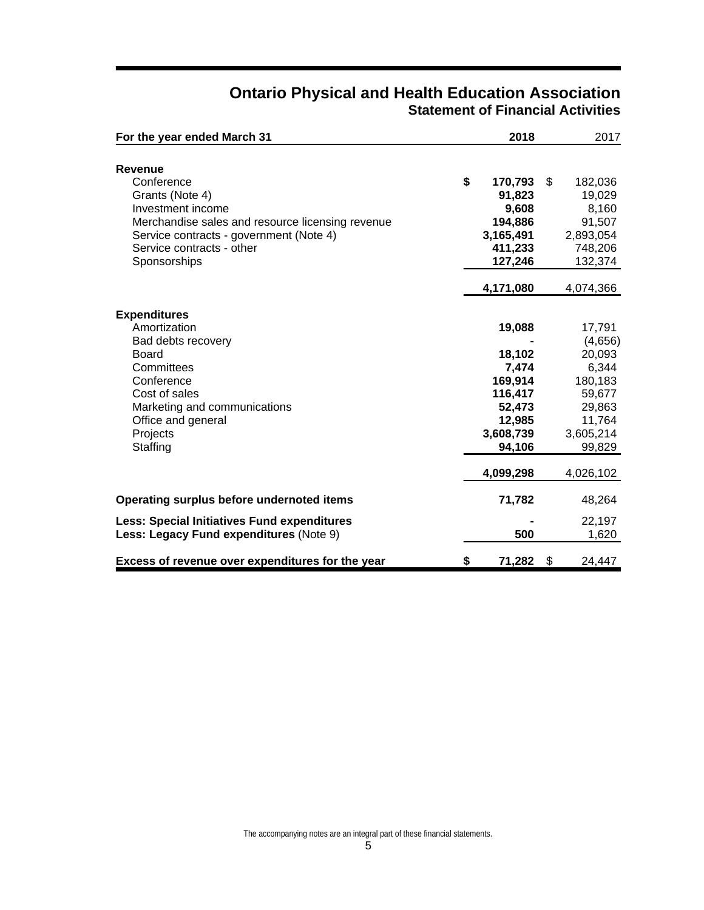# Ontario Physical and Health Education Association

## Statement of Financial Activities

| For the year ended March 31 | 2018 | 2017 |
|---|---|---|
| **Revenue** | | |
| Conference | **$ 170,793** | $ 182,036 |
| Grants (Note 4) | **91,823** | 19,029 |
| Investment income | **9,608** | 8,160 |
| Merchandise sales and resource licensing revenue | **194,886** | 91,507 |
| Service contracts - government (Note 4) | **3,165,491** | 2,893,054 |
| Service contracts - other | **411,233** | 748,206 |
| Sponsorships | **127,246** | 132,374 |
| | **4,171,080** | 4,074,366 |
| **Expenditures** | | |
| Amortization | **19,088** | 17,791 |
| Bad debts recovery | **-** | (4,656) |
| Board | **18,102** | 20,093 |
| Committees | **7,474** | 6,344 |
| Conference | **169,914** | 180,183 |
| Cost of sales | **116,417** | 59,677 |
| Marketing and communications | **52,473** | 29,863 |
| Office and general | **12,985** | 11,764 |
| Projects | **3,608,739** | 3,605,214 |
| Staffing | **94,106** | 99,829 |
| | **4,099,298** | 4,026,102 |
| **Operating surplus before undernoted items** | **71,782** | 48,264 |
| **Less: Special Initiatives Fund expenditures** | **-** | 22,197 |
| **Less: Legacy Fund expenditures** (Note 9) | **500** | 1,620 |
| **Excess of revenue over expenditures for the year** | **$ 71,282** | $ 24,447 |

The accompanying notes are an integral part of these financial statements.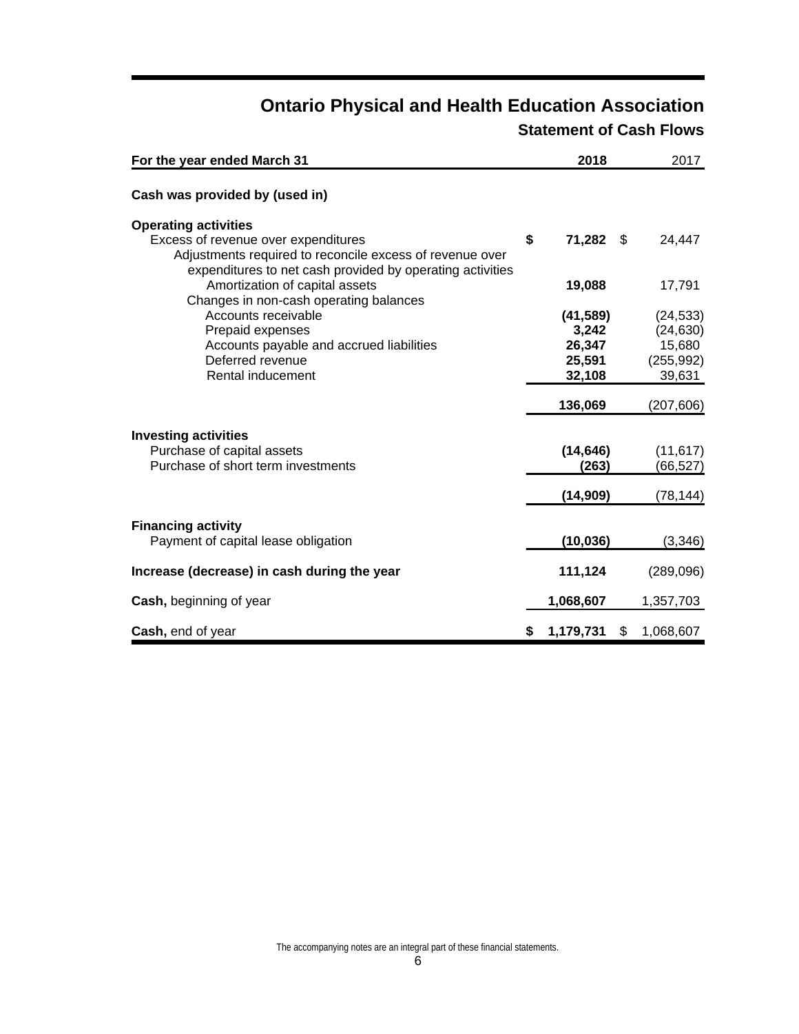# Ontario Physical and Health Education Association

## Statement of Cash Flows

| For the year ended March 31 | 2018 | 2017 |
|---|---|---|
| **Cash was provided by (used in)** | | |
| **Operating activities** | | |
| Excess of revenue over expenditures | **$ 71,282** | $ 24,447 |
| Adjustments required to reconcile excess of revenue over expenditures to net cash provided by operating activities | | |
| Amortization of capital assets | **19,088** | 17,791 |
| Changes in non-cash operating balances | | |
| Accounts receivable | **(41,589)** | (24,533) |
| Prepaid expenses | **3,242** | (24,630) |
| Accounts payable and accrued liabilities | **26,347** | 15,680 |
| Deferred revenue | **25,591** | (255,992) |
| Rental inducement | **32,108** | 39,631 |
| | **136,069** | (207,606) |
| **Investing activities** | | |
| Purchase of capital assets | **(14,646)** | (11,617) |
| Purchase of short term investments | **(263)** | (66,527) |
| | **(14,909)** | (78,144) |
| **Financing activity** | | |
| Payment of capital lease obligation | **(10,036)** | (3,346) |
| **Increase (decrease) in cash during the year** | **111,124** | (289,096) |
| **Cash,** beginning of year | **1,068,607** | 1,357,703 |
| **Cash,** end of year | **$ 1,179,731** | $ 1,068,607 |

The accompanying notes are an integral part of these financial statements.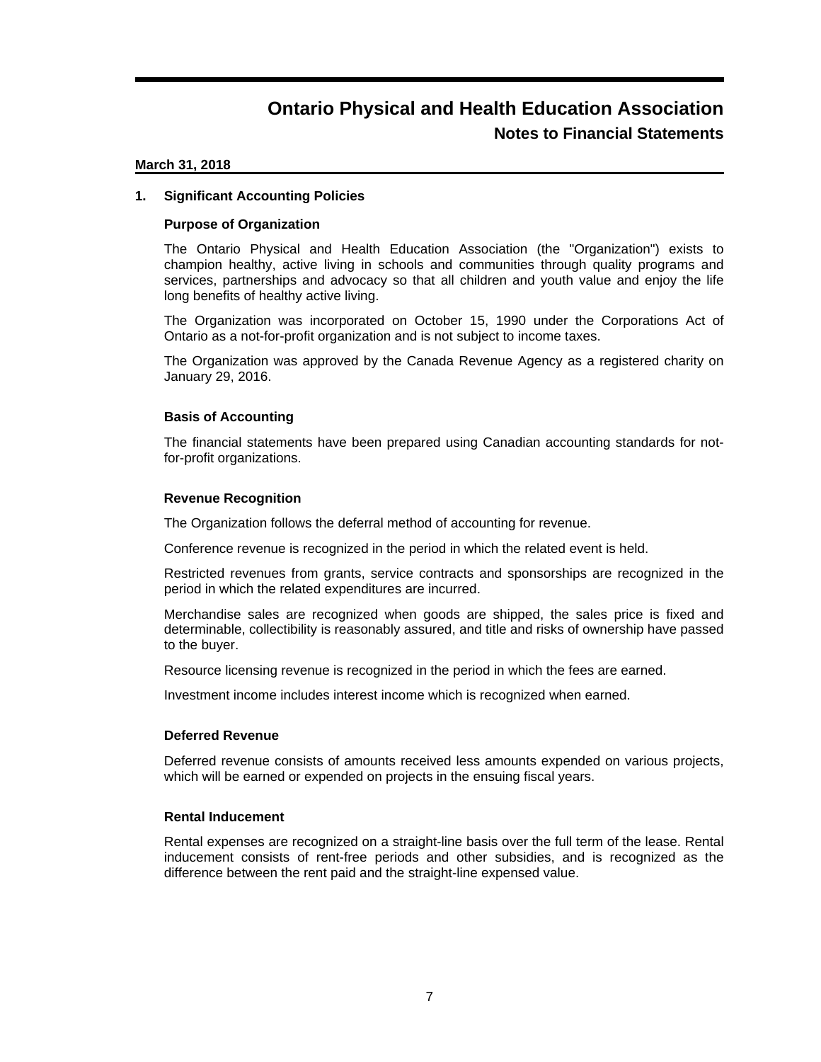# Ontario Physical and Health Education Association

## Notes to Financial Statements

**March 31, 2018**

### 1. Significant Accounting Policies

**Purpose of Organization**

The Ontario Physical and Health Education Association (the "Organization") exists to champion healthy, active living in schools and communities through quality programs and services, partnerships and advocacy so that all children and youth value and enjoy the life long benefits of healthy active living.

The Organization was incorporated on October 15, 1990 under the Corporations Act of Ontario as a not-for-profit organization and is not subject to income taxes.

The Organization was approved by the Canada Revenue Agency as a registered charity on January 29, 2016.

**Basis of Accounting**

The financial statements have been prepared using Canadian accounting standards for not-for-profit organizations.

**Revenue Recognition**

The Organization follows the deferral method of accounting for revenue.

Conference revenue is recognized in the period in which the related event is held.

Restricted revenues from grants, service contracts and sponsorships are recognized in the period in which the related expenditures are incurred.

Merchandise sales are recognized when goods are shipped, the sales price is fixed and determinable, collectibility is reasonably assured, and title and risks of ownership have passed to the buyer.

Resource licensing revenue is recognized in the period in which the fees are earned.

Investment income includes interest income which is recognized when earned.

**Deferred Revenue**

Deferred revenue consists of amounts received less amounts expended on various projects, which will be earned or expended on projects in the ensuing fiscal years.

**Rental Inducement**

Rental expenses are recognized on a straight-line basis over the full term of the lease. Rental inducement consists of rent-free periods and other subsidies, and is recognized as the difference between the rent paid and the straight-line expensed value.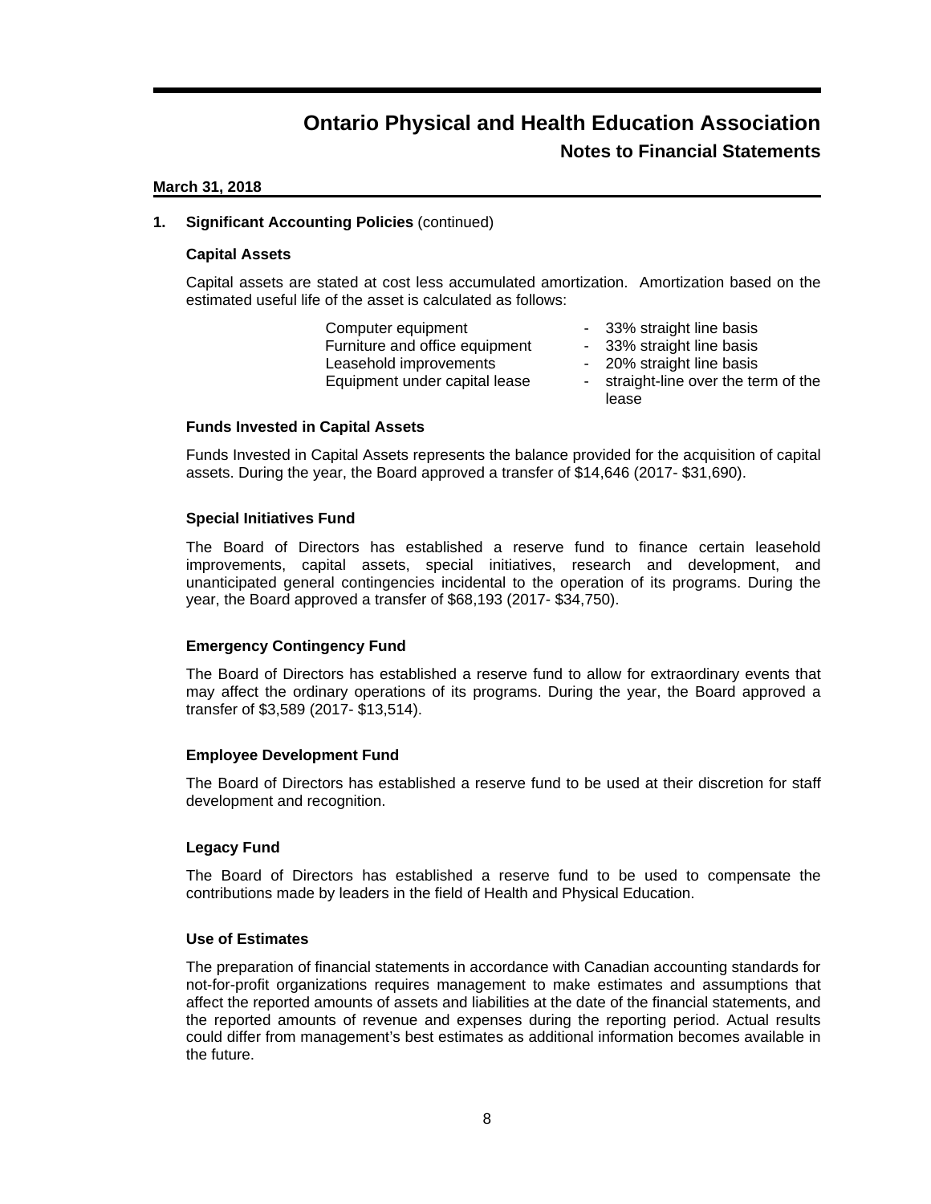# Ontario Physical and Health Education Association

## Notes to Financial Statements

**March 31, 2018**

**1. Significant Accounting Policies** (continued)

### Capital Assets

Capital assets are stated at cost less accumulated amortization. Amortization based on the estimated useful life of the asset is calculated as follows:

| | |
|---|---|
| Computer equipment | - 33% straight line basis |
| Furniture and office equipment | - 33% straight line basis |
| Leasehold improvements | - 20% straight line basis |
| Equipment under capital lease | - straight-line over the term of the lease |

### Funds Invested in Capital Assets

Funds Invested in Capital Assets represents the balance provided for the acquisition of capital assets. During the year, the Board approved a transfer of $14,646 (2017- $31,690).

### Special Initiatives Fund

The Board of Directors has established a reserve fund to finance certain leasehold improvements, capital assets, special initiatives, research and development, and unanticipated general contingencies incidental to the operation of its programs. During the year, the Board approved a transfer of $68,193 (2017- $34,750).

### Emergency Contingency Fund

The Board of Directors has established a reserve fund to allow for extraordinary events that may affect the ordinary operations of its programs. During the year, the Board approved a transfer of $3,589 (2017- $13,514).

### Employee Development Fund

The Board of Directors has established a reserve fund to be used at their discretion for staff development and recognition.

### Legacy Fund

The Board of Directors has established a reserve fund to be used to compensate the contributions made by leaders in the field of Health and Physical Education.

### Use of Estimates

The preparation of financial statements in accordance with Canadian accounting standards for not-for-profit organizations requires management to make estimates and assumptions that affect the reported amounts of assets and liabilities at the date of the financial statements, and the reported amounts of revenue and expenses during the reporting period. Actual results could differ from management's best estimates as additional information becomes available in the future.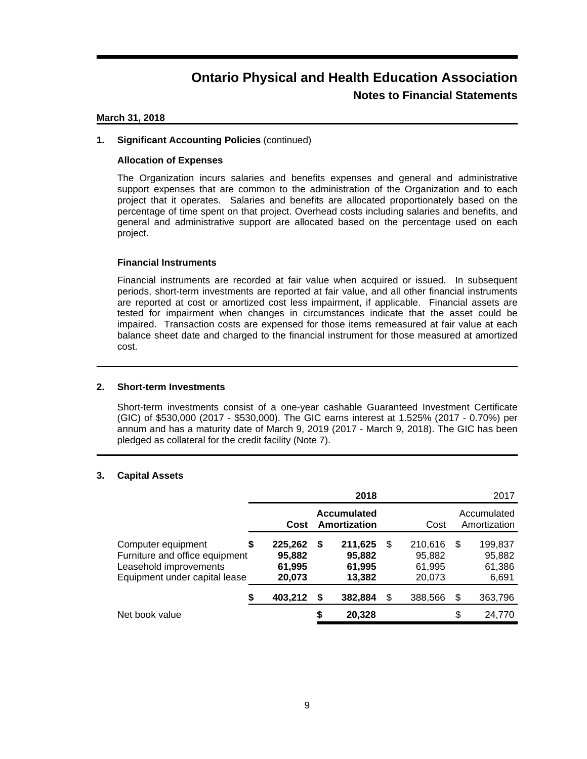# Ontario Physical and Health Education Association

## Notes to Financial Statements

**March 31, 2018**

### 1. Significant Accounting Policies (continued)

**Allocation of Expenses**

The Organization incurs salaries and benefits expenses and general and administrative support expenses that are common to the administration of the Organization and to each project that it operates. Salaries and benefits are allocated proportionately based on the percentage of time spent on that project. Overhead costs including salaries and benefits, and general and administrative support are allocated based on the percentage used on each project.

**Financial Instruments**

Financial instruments are recorded at fair value when acquired or issued. In subsequent periods, short-term investments are reported at fair value, and all other financial instruments are reported at cost or amortized cost less impairment, if applicable. Financial assets are tested for impairment when changes in circumstances indicate that the asset could be impaired. Transaction costs are expensed for those items remeasured at fair value at each balance sheet date and charged to the financial instrument for those measured at amortized cost.

### 2. Short-term Investments

Short-term investments consist of a one-year cashable Guaranteed Investment Certificate (GIC) of $530,000 (2017 - $530,000). The GIC earns interest at 1.525% (2017 - 0.70%) per annum and has a maturity date of March 9, 2019 (2017 - March 9, 2018). The GIC has been pledged as collateral for the credit facility (Note 7).

### 3. Capital Assets

| | **2018** | | 2017 | |
|---|---|---|---|---|
| | **Cost** | **Accumulated Amortization** | Cost | Accumulated Amortization |
| Computer equipment | **$ 225,262** | **$ 211,625** | $ 210,616 | $ 199,837 |
| Furniture and office equipment | **95,882** | **95,882** | 95,882 | 95,882 |
| Leasehold improvements | **61,995** | **61,995** | 61,995 | 61,386 |
| Equipment under capital lease | **20,073** | **13,382** | 20,073 | 6,691 |
| | **$ 403,212** | **$ 382,884** | $ 388,566 | $ 363,796 |
| Net book value | | **$ 20,328** | | $ 24,770 |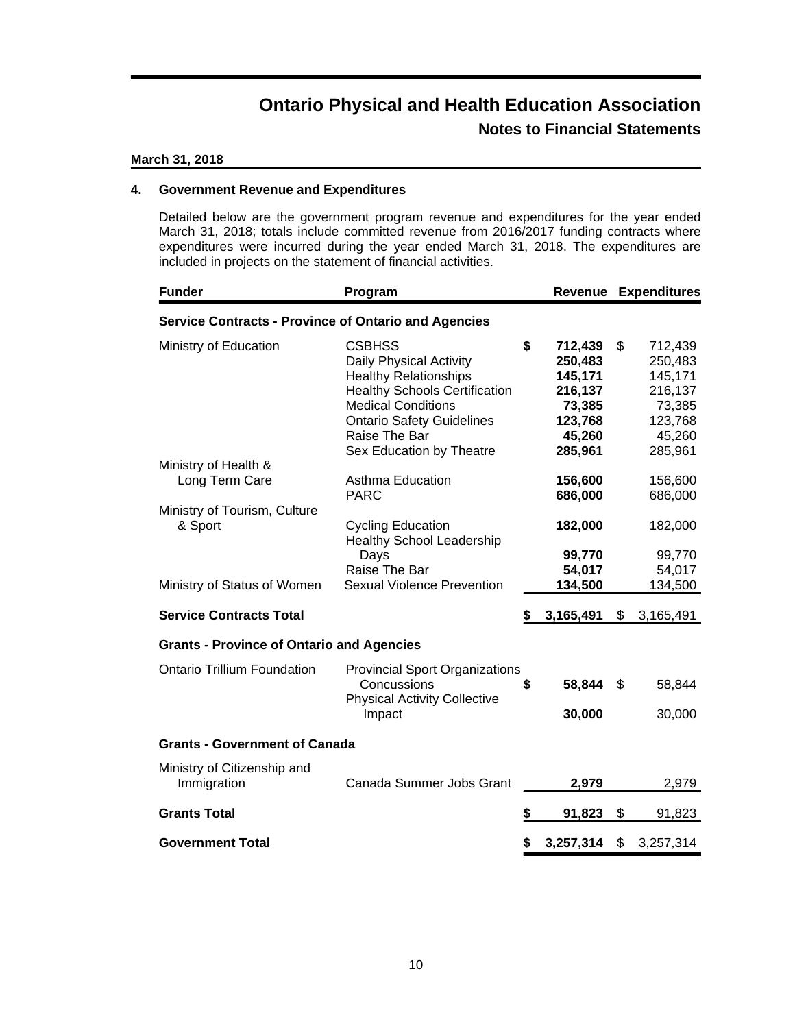# Ontario Physical and Health Education Association

## Notes to Financial Statements

**March 31, 2018**

### 4. Government Revenue and Expenditures

Detailed below are the government program revenue and expenditures for the year ended March 31, 2018; totals include committed revenue from 2016/2017 funding contracts where expenditures were incurred during the year ended March 31, 2018. The expenditures are included in projects on the statement of financial activities.

| Funder | Program | Revenue | Expenditures |
|---|---|---|---|
| **Service Contracts - Province of Ontario and Agencies** | | | |
| Ministry of Education | CSBHSS | **$ 712,439** | $ 712,439 |
| | Daily Physical Activity | **250,483** | 250,483 |
| | Healthy Relationships | **145,171** | 145,171 |
| | Healthy Schools Certification | **216,137** | 216,137 |
| | Medical Conditions | **73,385** | 73,385 |
| | Ontario Safety Guidelines | **123,768** | 123,768 |
| | Raise The Bar | **45,260** | 45,260 |
| | Sex Education by Theatre | **285,961** | 285,961 |
| Ministry of Health & Long Term Care | Asthma Education | **156,600** | 156,600 |
| | PARC | **686,000** | 686,000 |
| Ministry of Tourism, Culture & Sport | Cycling Education | **182,000** | 182,000 |
| | Healthy School Leadership Days | **99,770** | 99,770 |
| | Raise The Bar | **54,017** | 54,017 |
| Ministry of Status of Women | Sexual Violence Prevention | **134,500** | 134,500 |
| **Service Contracts Total** | | **$ 3,165,491** | $ 3,165,491 |
| **Grants - Province of Ontario and Agencies** | | | |
| Ontario Trillium Foundation | Provincial Sport Organizations Concussions | **$ 58,844** | $ 58,844 |
| | Physical Activity Collective Impact | **30,000** | 30,000 |
| **Grants - Government of Canada** | | | |
| Ministry of Citizenship and Immigration | Canada Summer Jobs Grant | **2,979** | 2,979 |
| **Grants Total** | | **$ 91,823** | $ 91,823 |
| **Government Total** | | **$ 3,257,314** | $ 3,257,314 |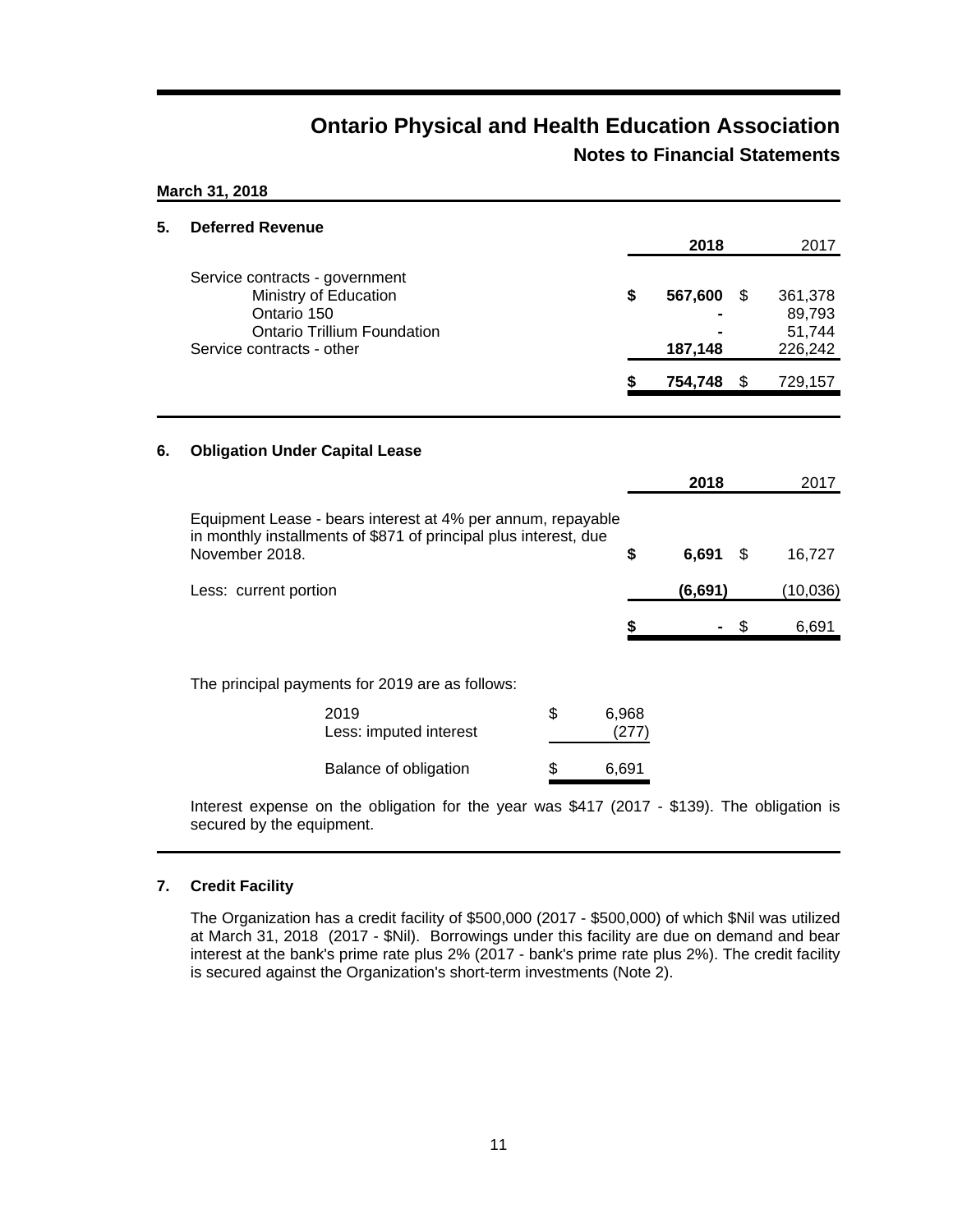# Ontario Physical and Health Education Association

## Notes to Financial Statements

**March 31, 2018**

### 5. Deferred Revenue

| | 2018 | 2017 |
|---|---|---|
| Service contracts - government | | |
| Ministry of Education | $ 567,600 | $ 361,378 |
| Ontario 150 | - | 89,793 |
| Ontario Trillium Foundation | - | 51,744 |
| Service contracts - other | 187,148 | 226,242 |
| | $ 754,748 | $ 729,157 |

### 6. Obligation Under Capital Lease

| | 2018 | 2017 |
|---|---|---|
| Equipment Lease - bears interest at 4% per annum, repayable in monthly installments of $871 of principal plus interest, due November 2018. | $ 6,691 | $ 16,727 |
| Less: current portion | (6,691) | (10,036) |
| | $ - | $ 6,691 |

The principal payments for 2019 are as follows:

| | |
|---|---|
| 2019 | $ 6,968 |
| Less: imputed interest | (277) |
| Balance of obligation | $ 6,691 |

Interest expense on the obligation for the year was $417 (2017 - $139). The obligation is secured by the equipment.

### 7. Credit Facility

The Organization has a credit facility of $500,000 (2017 - $500,000) of which $Nil was utilized at March 31, 2018 (2017 - $Nil). Borrowings under this facility are due on demand and bear interest at the bank's prime rate plus 2% (2017 - bank's prime rate plus 2%). The credit facility is secured against the Organization's short-term investments (Note 2).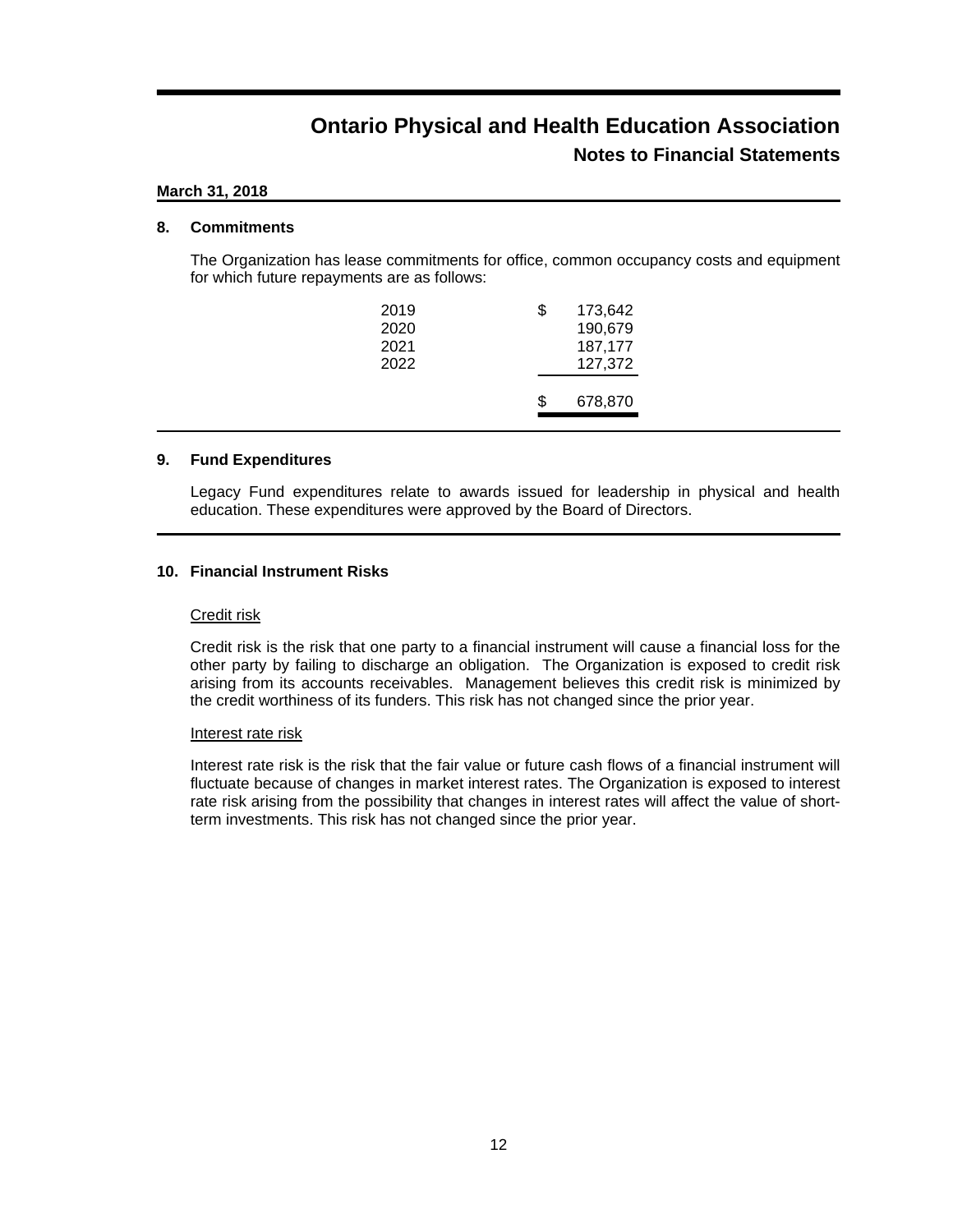# Ontario Physical and Health Education Association

## Notes to Financial Statements

**March 31, 2018**

### 8. Commitments

The Organization has lease commitments for office, common occupancy costs and equipment for which future repayments are as follows:

| Year | Amount |
|---|---|
| 2019 | $ 173,642 |
| 2020 | 190,679 |
| 2021 | 187,177 |
| 2022 | 127,372 |
| | $ 678,870 |

### 9. Fund Expenditures

Legacy Fund expenditures relate to awards issued for leadership in physical and health education. These expenditures were approved by the Board of Directors.

### 10. Financial Instrument Risks

Credit risk

Credit risk is the risk that one party to a financial instrument will cause a financial loss for the other party by failing to discharge an obligation. The Organization is exposed to credit risk arising from its accounts receivables. Management believes this credit risk is minimized by the credit worthiness of its funders. This risk has not changed since the prior year.

Interest rate risk

Interest rate risk is the risk that the fair value or future cash flows of a financial instrument will fluctuate because of changes in market interest rates. The Organization is exposed to interest rate risk arising from the possibility that changes in interest rates will affect the value of short-term investments. This risk has not changed since the prior year.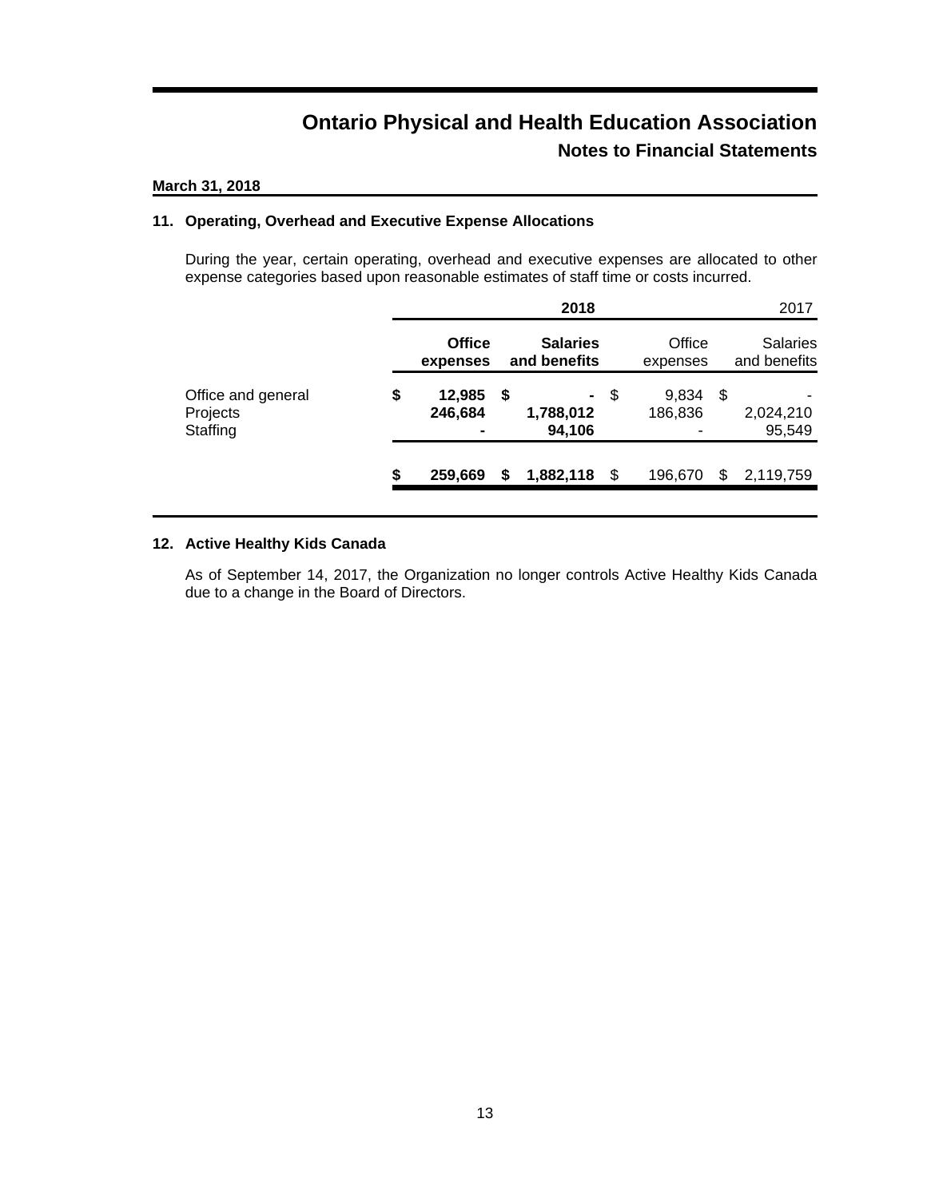# Ontario Physical and Health Education Association

## Notes to Financial Statements

**March 31, 2018**

### 11. Operating, Overhead and Executive Expense Allocations

During the year, certain operating, overhead and executive expenses are allocated to other expense categories based upon reasonable estimates of staff time or costs incurred.

| | **2018** | | 2017 | |
|---|---|---|---|---|
| | **Office expenses** | **Salaries and benefits** | Office expenses | Salaries and benefits |
| Office and general | **$ 12,985** | **$ -** | $ 9,834 | $ - |
| Projects | **246,684** | **1,788,012** | 186,836 | 2,024,210 |
| Staffing | **-** | **94,106** | - | 95,549 |
| | **$ 259,669** | **$ 1,882,118** | $ 196,670 | $ 2,119,759 |

### 12. Active Healthy Kids Canada

As of September 14, 2017, the Organization no longer controls Active Healthy Kids Canada due to a change in the Board of Directors.